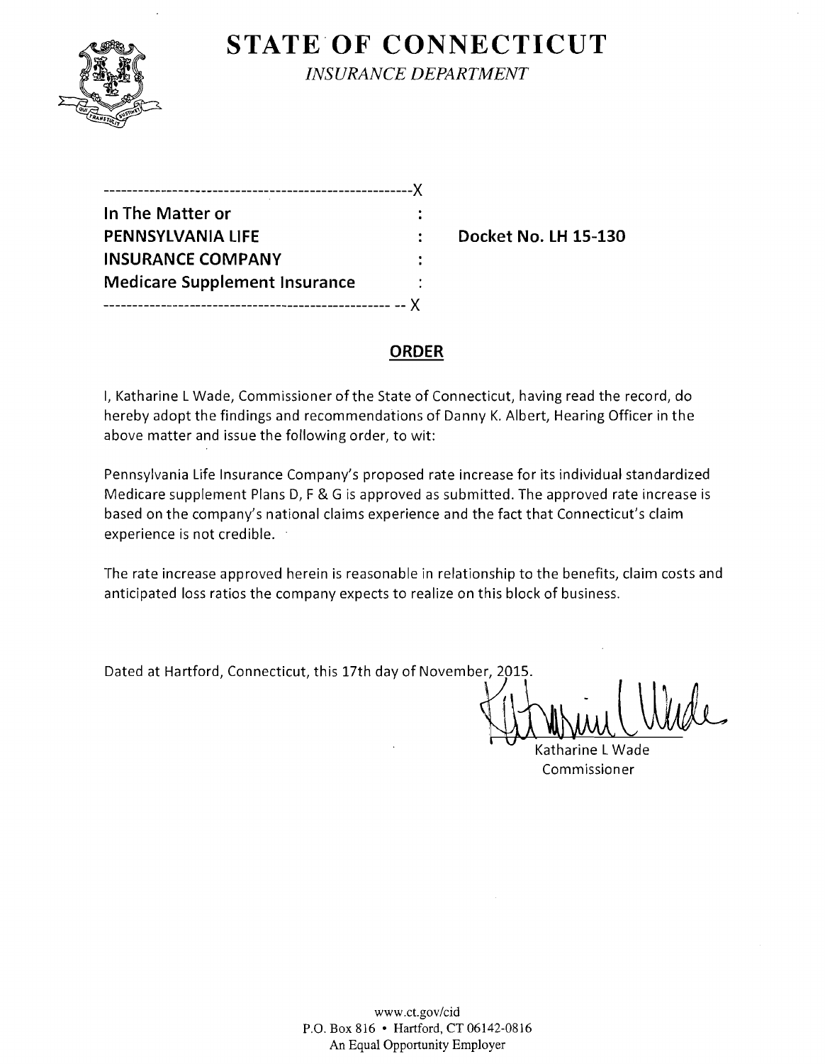# STATE OF CONNECTICUT

*INSURANCE DEPARTMENT*

```
-------------------------------------------------------X
In The Matter or                                       :
PENNSYLVANIA LIFE                                      :     Docket No. LH 15-130
INSURANCE COMPANY                                      :
Medicare Supplement Insurance                          :
-------------------------------------------------------X
```

## ORDER

I, Katharine L Wade, Commissioner of the State of Connecticut, having read the record, do hereby adopt the findings and recommendations of Danny K. Albert, Hearing Officer in the above matter and issue the following order, to wit:

Pennsylvania Life Insurance Company's proposed rate increase for its individual standardized Medicare supplement Plans D, F & G is approved as submitted. The approved rate increase is based on the company's national claims experience and the fact that Connecticut's claim experience is not credible.

The rate increase approved herein is reasonable in relationship to the benefits, claim costs and anticipated loss ratios the company expects to realize on this block of business.

Dated at Hartford, Connecticut, this 17th day of November, 2015.

Katharine L Wade
Commissioner

www.ct.gov/cid
P.O. Box 816 • Hartford, CT 06142-0816
An Equal Opportunity Employer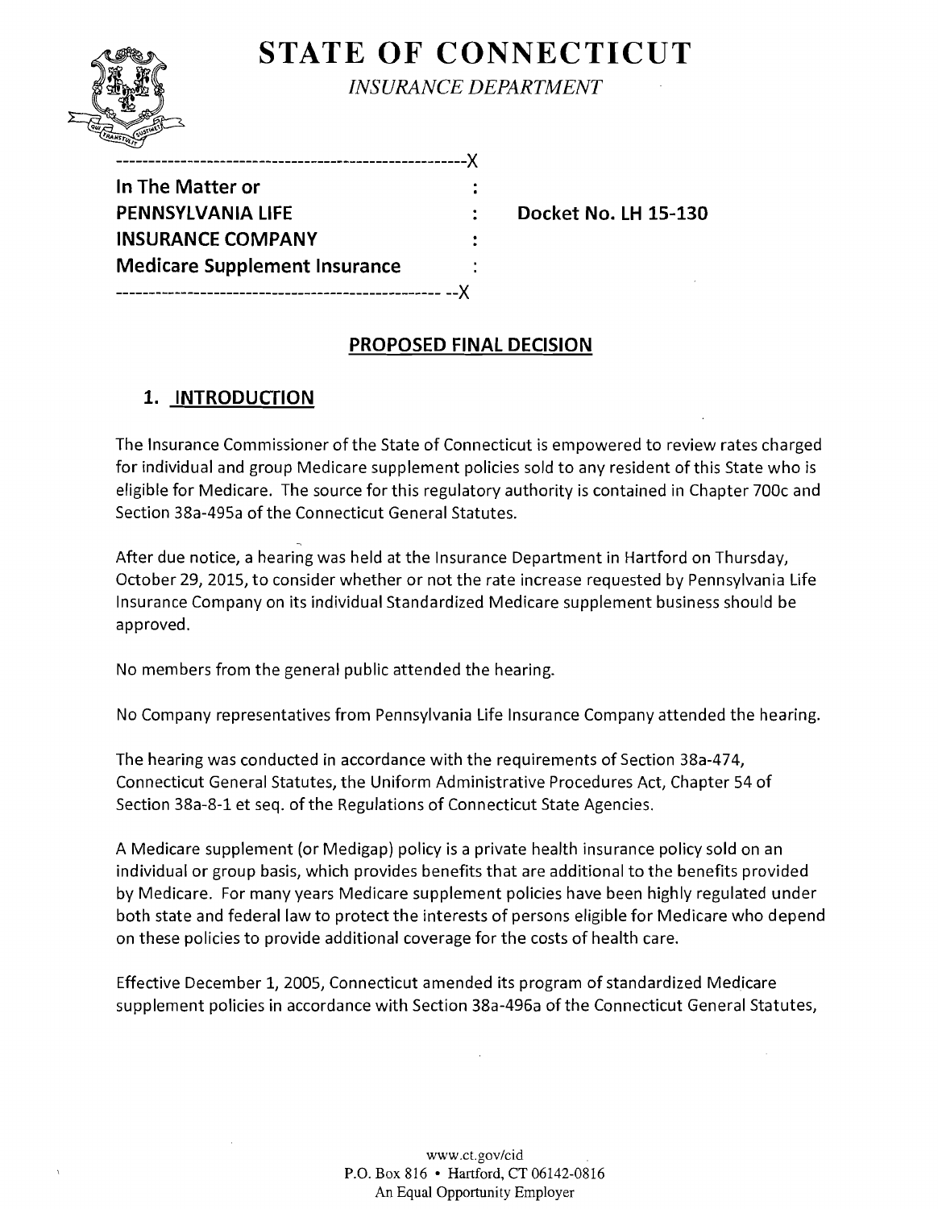# STATE OF CONNECTICUT

*INSURANCE DEPARTMENT*

```
-----------------------------------------------------X
In The Matter or                                     :
PENNSYLVANIA LIFE                                    :     Docket No. LH 15-130
INSURANCE COMPANY                                    :
Medicare Supplement Insurance                        :
--------------------------------------------------- --X
```

## PROPOSED FINAL DECISION

### 1. INTRODUCTION

The Insurance Commissioner of the State of Connecticut is empowered to review rates charged for individual and group Medicare supplement policies sold to any resident of this State who is eligible for Medicare. The source for this regulatory authority is contained in Chapter 700c and Section 38a-495a of the Connecticut General Statutes.

After due notice, a hearing was held at the Insurance Department in Hartford on Thursday, October 29, 2015, to consider whether or not the rate increase requested by Pennsylvania Life Insurance Company on its individual Standardized Medicare supplement business should be approved.

No members from the general public attended the hearing.

No Company representatives from Pennsylvania Life Insurance Company attended the hearing.

The hearing was conducted in accordance with the requirements of Section 38a-474, Connecticut General Statutes, the Uniform Administrative Procedures Act, Chapter 54 of Section 38a-8-1 et seq. of the Regulations of Connecticut State Agencies.

A Medicare supplement (or Medigap) policy is a private health insurance policy sold on an individual or group basis, which provides benefits that are additional to the benefits provided by Medicare. For many years Medicare supplement policies have been highly regulated under both state and federal law to protect the interests of persons eligible for Medicare who depend on these policies to provide additional coverage for the costs of health care.

Effective December 1, 2005, Connecticut amended its program of standardized Medicare supplement policies in accordance with Section 38a-496a of the Connecticut General Statutes,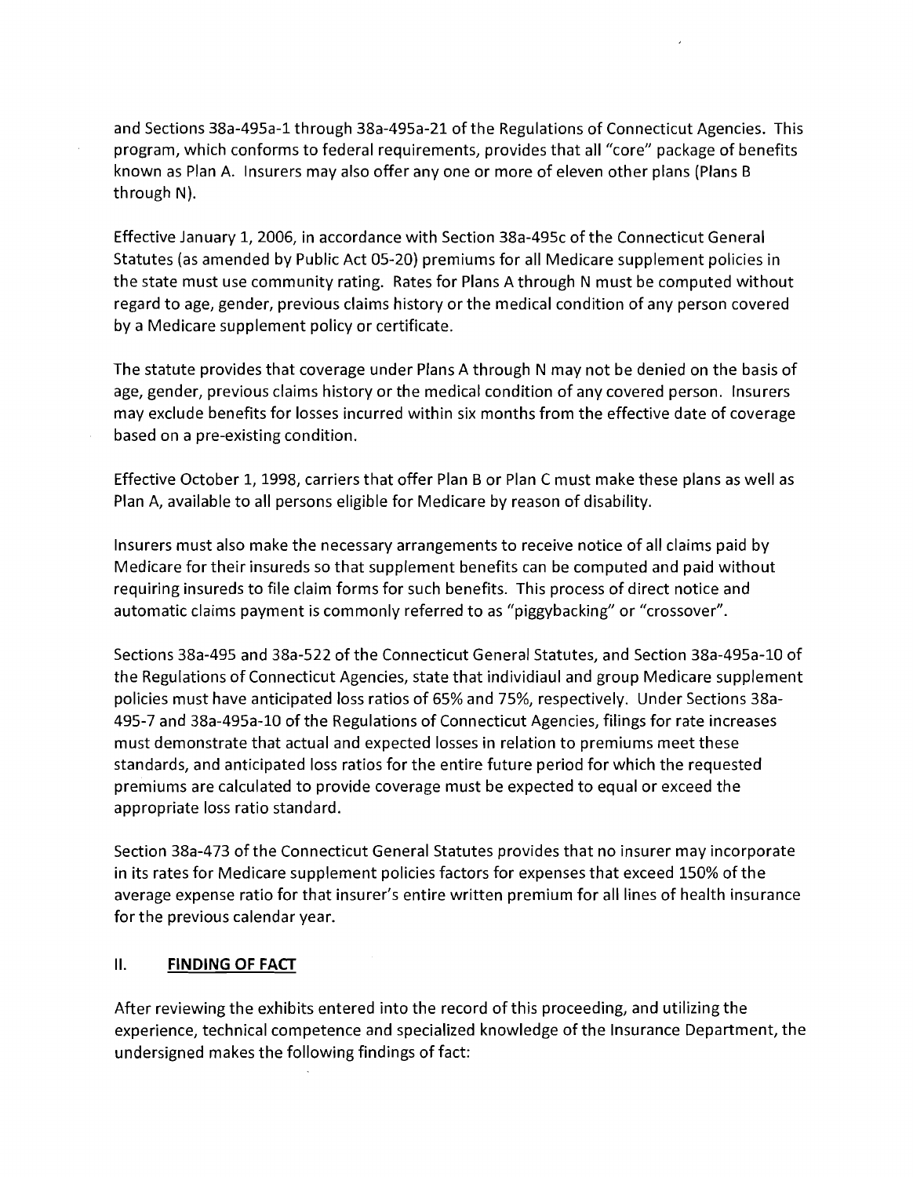and Sections 38a-495a-1 through 38a-495a-21 of the Regulations of Connecticut Agencies. This program, which conforms to federal requirements, provides that all "core" package of benefits known as Plan A. Insurers may also offer any one or more of eleven other plans (Plans B through N).

Effective January 1, 2006, in accordance with Section 38a-495c of the Connecticut General Statutes (as amended by Public Act 05-20) premiums for all Medicare supplement policies in the state must use community rating. Rates for Plans A through N must be computed without regard to age, gender, previous claims history or the medical condition of any person covered by a Medicare supplement policy or certificate.

The statute provides that coverage under Plans A through N may not be denied on the basis of age, gender, previous claims history or the medical condition of any covered person. Insurers may exclude benefits for losses incurred within six months from the effective date of coverage based on a pre-existing condition.

Effective October 1, 1998, carriers that offer Plan B or Plan C must make these plans as well as Plan A, available to all persons eligible for Medicare by reason of disability.

Insurers must also make the necessary arrangements to receive notice of all claims paid by Medicare for their insureds so that supplement benefits can be computed and paid without requiring insureds to file claim forms for such benefits. This process of direct notice and automatic claims payment is commonly referred to as "piggybacking" or "crossover".

Sections 38a-495 and 38a-522 of the Connecticut General Statutes, and Section 38a-495a-10 of the Regulations of Connecticut Agencies, state that individiaul and group Medicare supplement policies must have anticipated loss ratios of 65% and 75%, respectively. Under Sections 38a-495-7 and 38a-495a-10 of the Regulations of Connecticut Agencies, filings for rate increases must demonstrate that actual and expected losses in relation to premiums meet these standards, and anticipated loss ratios for the entire future period for which the requested premiums are calculated to provide coverage must be expected to equal or exceed the appropriate loss ratio standard.

Section 38a-473 of the Connecticut General Statutes provides that no insurer may incorporate in its rates for Medicare supplement policies factors for expenses that exceed 150% of the average expense ratio for that insurer's entire written premium for all lines of health insurance for the previous calendar year.

## II. FINDING OF FACT

After reviewing the exhibits entered into the record of this proceeding, and utilizing the experience, technical competence and specialized knowledge of the Insurance Department, the undersigned makes the following findings of fact: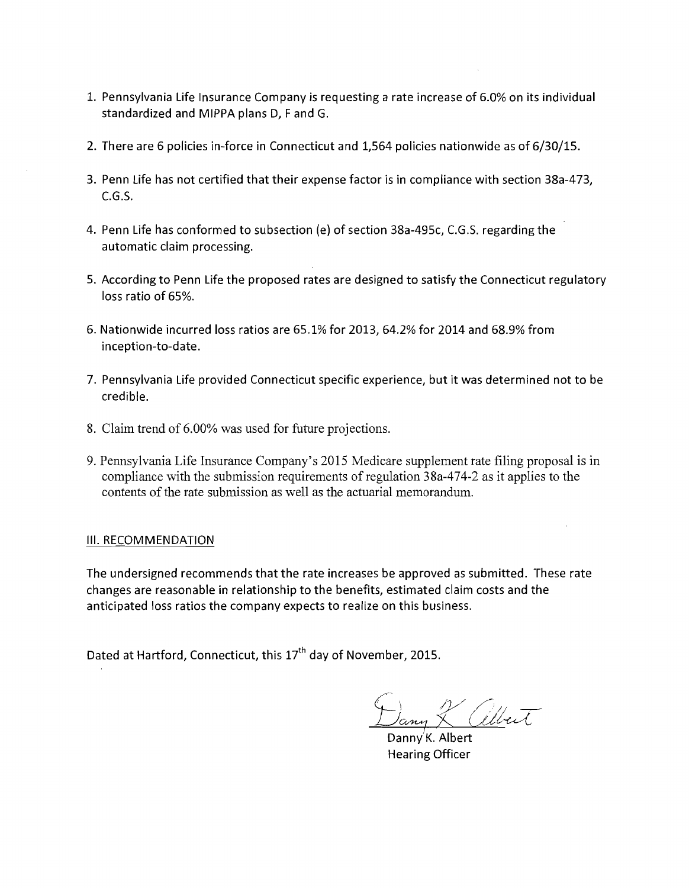1. Pennsylvania Life Insurance Company is requesting a rate increase of 6.0% on its individual standardized and MIPPA plans D, F and G.

2. There are 6 policies in-force in Connecticut and 1,564 policies nationwide as of 6/30/15.

3. Penn Life has not certified that their expense factor is in compliance with section 38a-473, C.G.S.

4. Penn Life has conformed to subsection (e) of section 38a-495c, C.G.S. regarding the automatic claim processing.

5. According to Penn Life the proposed rates are designed to satisfy the Connecticut regulatory loss ratio of 65%.

6. Nationwide incurred loss ratios are 65.1% for 2013, 64.2% for 2014 and 68.9% from inception-to-date.

7. Pennsylvania Life provided Connecticut specific experience, but it was determined not to be credible.

8. Claim trend of 6.00% was used for future projections.

9. Pennsylvania Life Insurance Company's 2015 Medicare supplement rate filing proposal is in compliance with the submission requirements of regulation 38a-474-2 as it applies to the contents of the rate submission as well as the actuarial memorandum.

## III. RECOMMENDATION

The undersigned recommends that the rate increases be approved as submitted. These rate changes are reasonable in relationship to the benefits, estimated claim costs and the anticipated loss ratios the company expects to realize on this business.

Dated at Hartford, Connecticut, this 17th day of November, 2015.

Danny K. Albert

Danny K. Albert
Hearing Officer